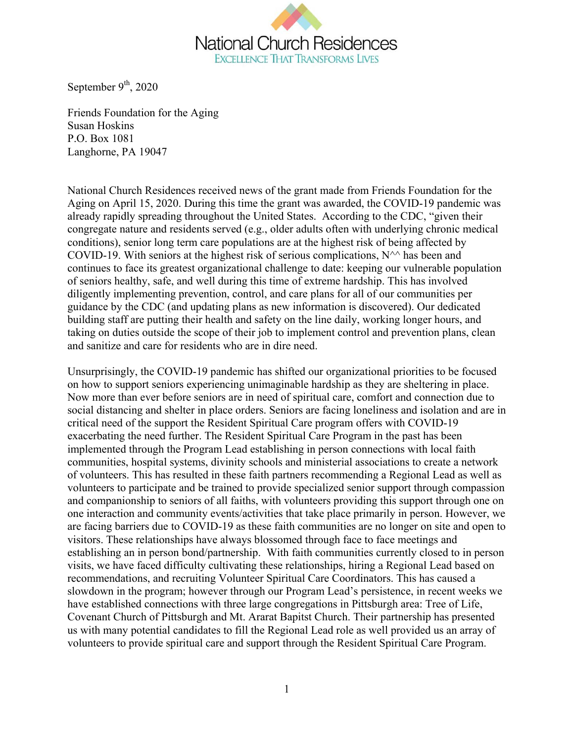National Church Residences
EXCELLENCE THAT TRANSFORMS LIVES

September 9th, 2020

Friends Foundation for the Aging
Susan Hoskins
P.O. Box 1081
Langhorne, PA 19047

National Church Residences received news of the grant made from Friends Foundation for the Aging on April 15, 2020. During this time the grant was awarded, the COVID-19 pandemic was already rapidly spreading throughout the United States. According to the CDC, "given their congregate nature and residents served (e.g., older adults often with underlying chronic medical conditions), senior long term care populations are at the highest risk of being affected by COVID-19. With seniors at the highest risk of serious complications, N^^ has been and continues to face its greatest organizational challenge to date: keeping our vulnerable population of seniors healthy, safe, and well during this time of extreme hardship. This has involved diligently implementing prevention, control, and care plans for all of our communities per guidance by the CDC (and updating plans as new information is discovered). Our dedicated building staff are putting their health and safety on the line daily, working longer hours, and taking on duties outside the scope of their job to implement control and prevention plans, clean and sanitize and care for residents who are in dire need.

Unsurprisingly, the COVID-19 pandemic has shifted our organizational priorities to be focused on how to support seniors experiencing unimaginable hardship as they are sheltering in place. Now more than ever before seniors are in need of spiritual care, comfort and connection due to social distancing and shelter in place orders. Seniors are facing loneliness and isolation and are in critical need of the support the Resident Spiritual Care program offers with COVID-19 exacerbating the need further. The Resident Spiritual Care Program in the past has been implemented through the Program Lead establishing in person connections with local faith communities, hospital systems, divinity schools and ministerial associations to create a network of volunteers. This has resulted in these faith partners recommending a Regional Lead as well as volunteers to participate and be trained to provide specialized senior support through compassion and companionship to seniors of all faiths, with volunteers providing this support through one on one interaction and community events/activities that take place primarily in person. However, we are facing barriers due to COVID-19 as these faith communities are no longer on site and open to visitors. These relationships have always blossomed through face to face meetings and establishing an in person bond/partnership. With faith communities currently closed to in person visits, we have faced difficulty cultivating these relationships, hiring a Regional Lead based on recommendations, and recruiting Volunteer Spiritual Care Coordinators. This has caused a slowdown in the program; however through our Program Lead's persistence, in recent weeks we have established connections with three large congregations in Pittsburgh area: Tree of Life, Covenant Church of Pittsburgh and Mt. Ararat Bapitst Church. Their partnership has presented us with many potential candidates to fill the Regional Lead role as well provided us an array of volunteers to provide spiritual care and support through the Resident Spiritual Care Program.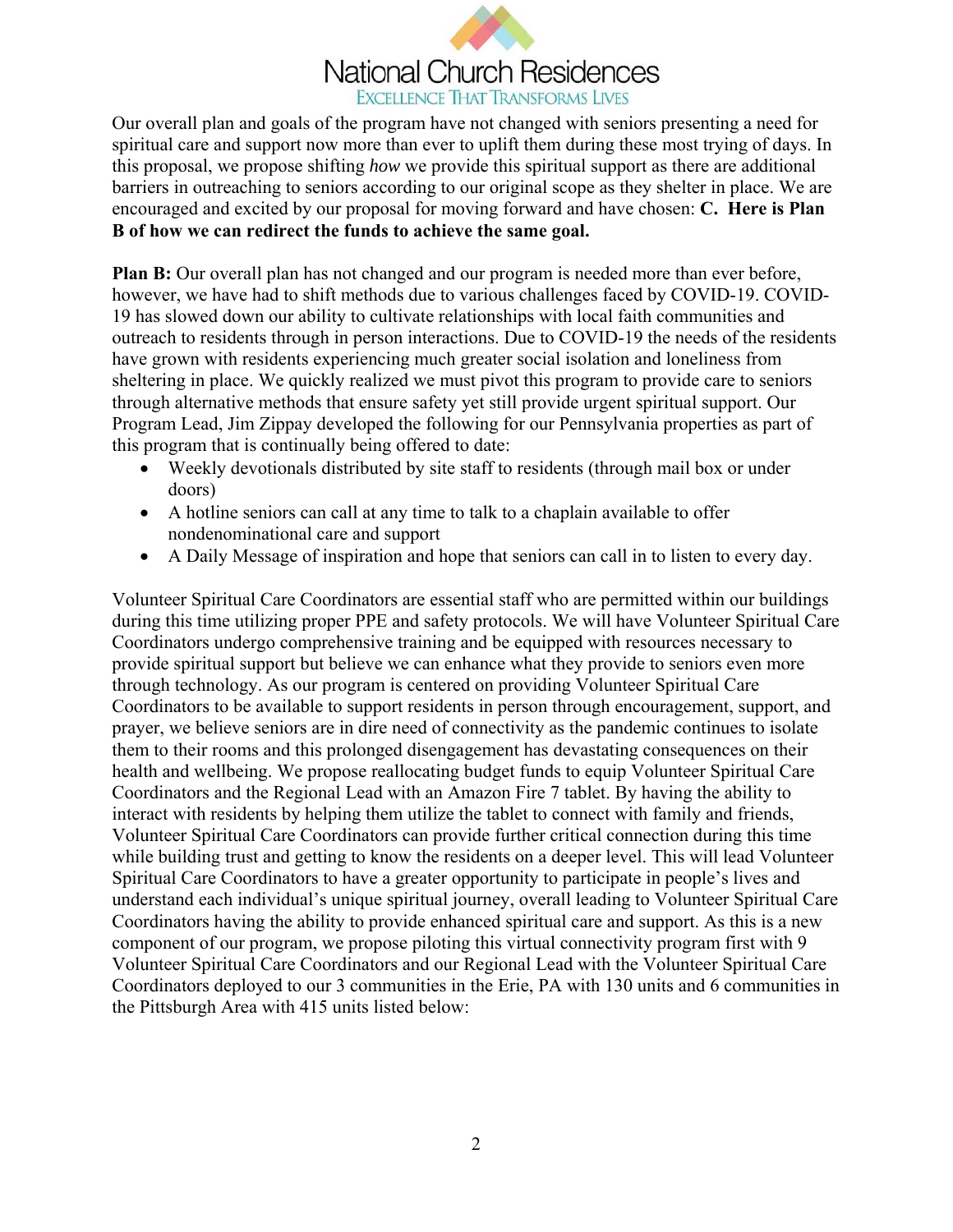Our overall plan and goals of the program have not changed with seniors presenting a need for spiritual care and support now more than ever to uplift them during these most trying of days. In this proposal, we propose shifting *how* we provide this spiritual support as there are additional barriers in outreaching to seniors according to our original scope as they shelter in place. We are encouraged and excited by our proposal for moving forward and have chosen: **C. Here is Plan B of how we can redirect the funds to achieve the same goal.**

**Plan B:** Our overall plan has not changed and our program is needed more than ever before, however, we have had to shift methods due to various challenges faced by COVID-19. COVID-19 has slowed down our ability to cultivate relationships with local faith communities and outreach to residents through in person interactions. Due to COVID-19 the needs of the residents have grown with residents experiencing much greater social isolation and loneliness from sheltering in place. We quickly realized we must pivot this program to provide care to seniors through alternative methods that ensure safety yet still provide urgent spiritual support. Our Program Lead, Jim Zippay developed the following for our Pennsylvania properties as part of this program that is continually being offered to date:

- Weekly devotionals distributed by site staff to residents (through mail box or under doors)
- A hotline seniors can call at any time to talk to a chaplain available to offer nondenominational care and support
- A Daily Message of inspiration and hope that seniors can call in to listen to every day.

Volunteer Spiritual Care Coordinators are essential staff who are permitted within our buildings during this time utilizing proper PPE and safety protocols. We will have Volunteer Spiritual Care Coordinators undergo comprehensive training and be equipped with resources necessary to provide spiritual support but believe we can enhance what they provide to seniors even more through technology. As our program is centered on providing Volunteer Spiritual Care Coordinators to be available to support residents in person through encouragement, support, and prayer, we believe seniors are in dire need of connectivity as the pandemic continues to isolate them to their rooms and this prolonged disengagement has devastating consequences on their health and wellbeing. We propose reallocating budget funds to equip Volunteer Spiritual Care Coordinators and the Regional Lead with an Amazon Fire 7 tablet. By having the ability to interact with residents by helping them utilize the tablet to connect with family and friends, Volunteer Spiritual Care Coordinators can provide further critical connection during this time while building trust and getting to know the residents on a deeper level. This will lead Volunteer Spiritual Care Coordinators to have a greater opportunity to participate in people's lives and understand each individual's unique spiritual journey, overall leading to Volunteer Spiritual Care Coordinators having the ability to provide enhanced spiritual care and support. As this is a new component of our program, we propose piloting this virtual connectivity program first with 9 Volunteer Spiritual Care Coordinators and our Regional Lead with the Volunteer Spiritual Care Coordinators deployed to our 3 communities in the Erie, PA with 130 units and 6 communities in the Pittsburgh Area with 415 units listed below: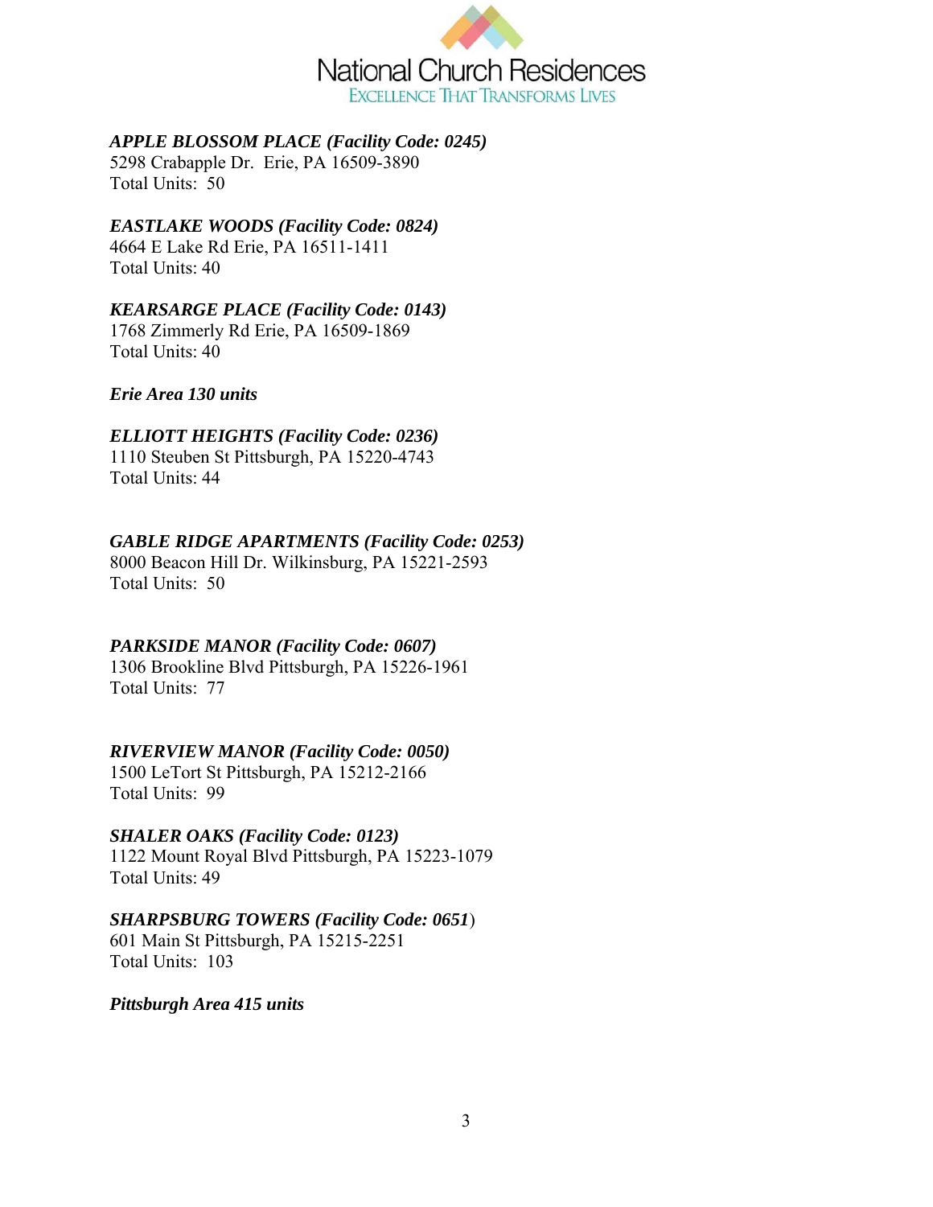National Church Residences

EXCELLENCE THAT TRANSFORMS LIVES

***APPLE BLOSSOM PLACE (Facility Code: 0245)***
5298 Crabapple Dr. Erie, PA 16509-3890
Total Units: 50

***EASTLAKE WOODS (Facility Code: 0824)***
4664 E Lake Rd Erie, PA 16511-1411
Total Units: 40

***KEARSARGE PLACE (Facility Code: 0143)***
1768 Zimmerly Rd Erie, PA 16509-1869
Total Units: 40

***Erie Area 130 units***

***ELLIOTT HEIGHTS (Facility Code: 0236)***
1110 Steuben St Pittsburgh, PA 15220-4743
Total Units: 44

***GABLE RIDGE APARTMENTS (Facility Code: 0253)***
8000 Beacon Hill Dr. Wilkinsburg, PA 15221-2593
Total Units: 50

***PARKSIDE MANOR (Facility Code: 0607)***
1306 Brookline Blvd Pittsburgh, PA 15226-1961
Total Units: 77

***RIVERVIEW MANOR (Facility Code: 0050)***
1500 LeTort St Pittsburgh, PA 15212-2166
Total Units: 99

***SHALER OAKS (Facility Code: 0123)***
1122 Mount Royal Blvd Pittsburgh, PA 15223-1079
Total Units: 49

***SHARPSBURG TOWERS (Facility Code: 0651)***
601 Main St Pittsburgh, PA 15215-2251
Total Units: 103

***Pittsburgh Area 415 units***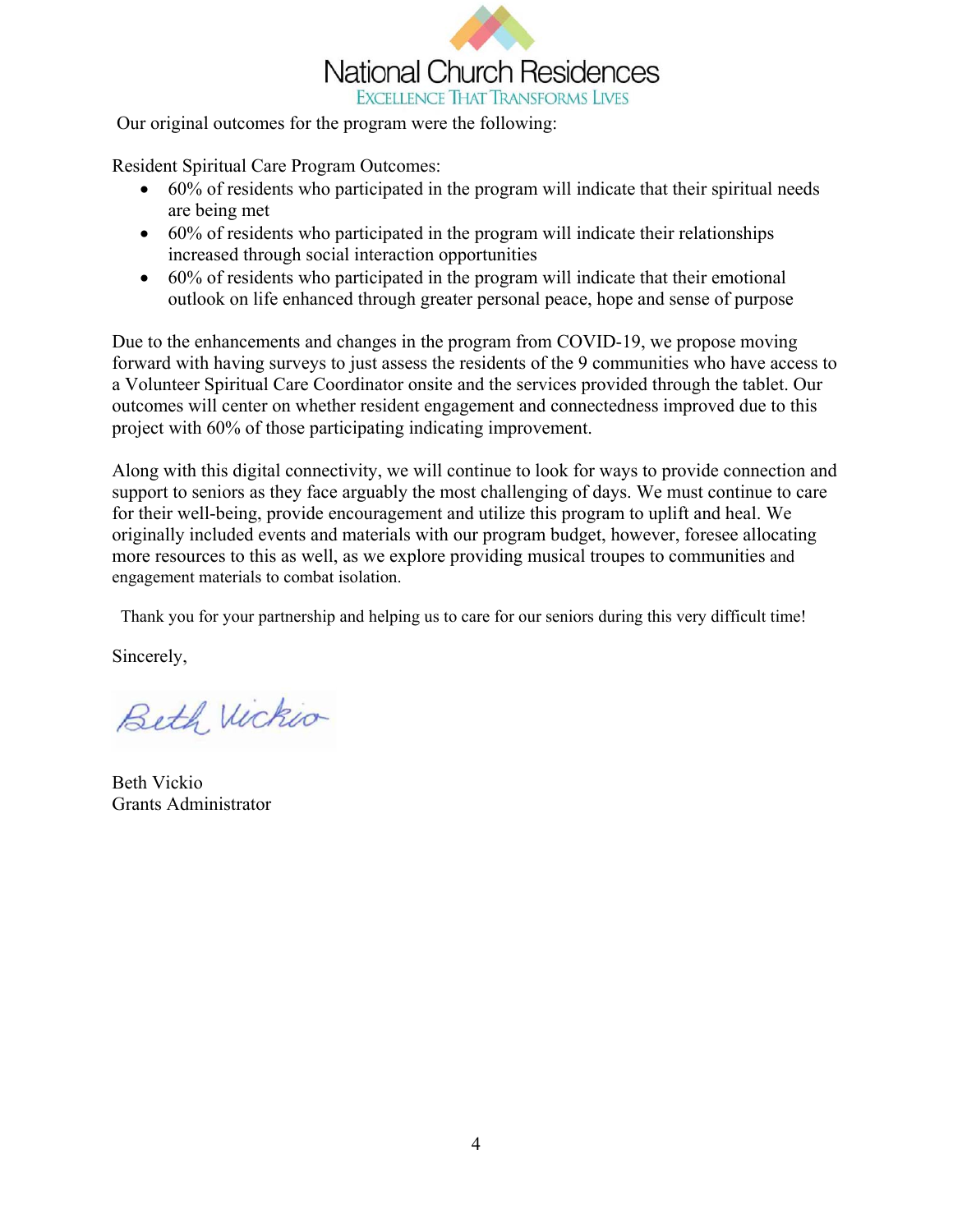National Church Residences
EXCELLENCE THAT TRANSFORMS LIVES

Our original outcomes for the program were the following:

Resident Spiritual Care Program Outcomes:

- 60% of residents who participated in the program will indicate that their spiritual needs are being met
- 60% of residents who participated in the program will indicate their relationships increased through social interaction opportunities
- 60% of residents who participated in the program will indicate that their emotional outlook on life enhanced through greater personal peace, hope and sense of purpose

Due to the enhancements and changes in the program from COVID-19, we propose moving forward with having surveys to just assess the residents of the 9 communities who have access to a Volunteer Spiritual Care Coordinator onsite and the services provided through the tablet. Our outcomes will center on whether resident engagement and connectedness improved due to this project with 60% of those participating indicating improvement.

Along with this digital connectivity, we will continue to look for ways to provide connection and support to seniors as they face arguably the most challenging of days. We must continue to care for their well-being, provide encouragement and utilize this program to uplift and heal. We originally included events and materials with our program budget, however, foresee allocating more resources to this as well, as we explore providing musical troupes to communities and engagement materials to combat isolation.

Thank you for your partnership and helping us to care for our seniors during this very difficult time!

Sincerely,

Beth Vickio

Beth Vickio
Grants Administrator